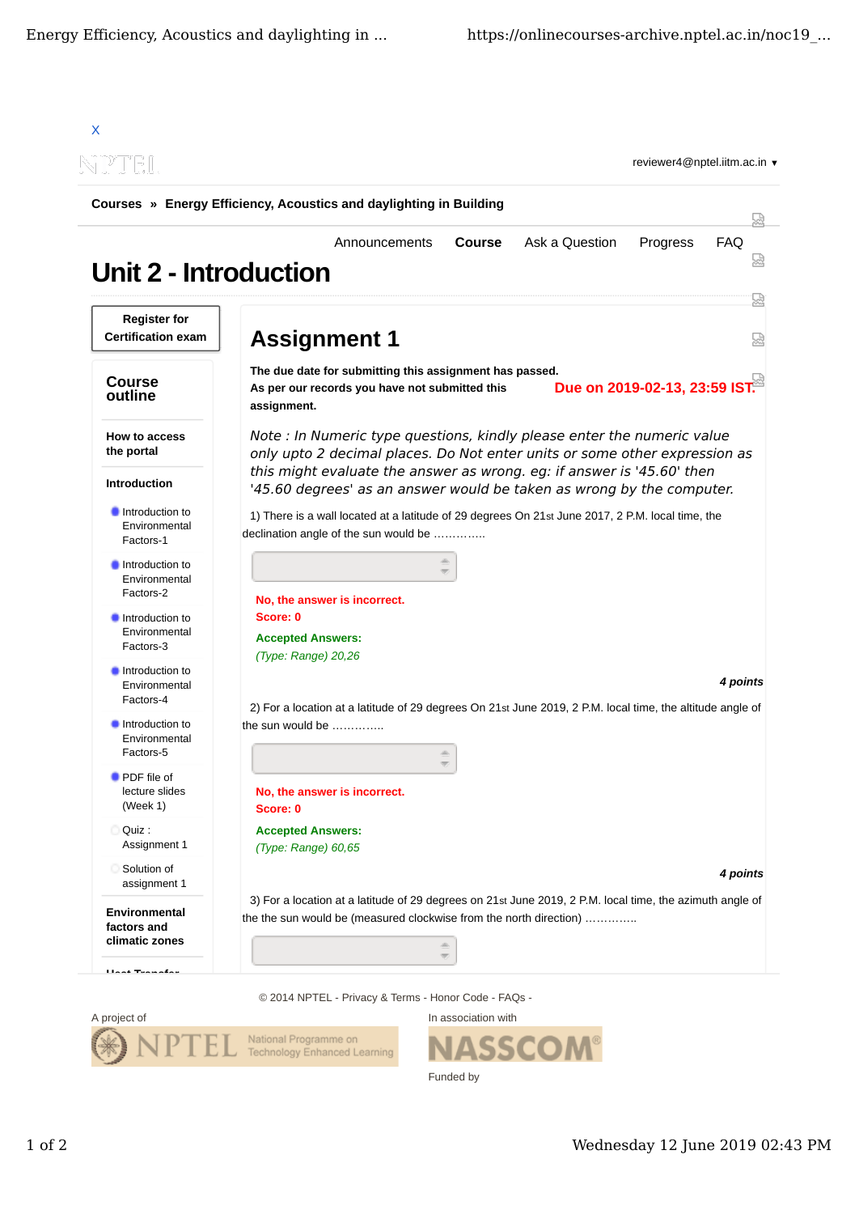X

reviewer4@nptel.iitm.ac.in ▾

**Courses » Energy Efficiency, Acoustics and daylighting in Building**

Announcements **Course** Ask a Question Progress FAQ

# Unit 2 - Introduction

**Register for Certification exam**

**Course outline**

**How to access the portal**

**Introduction**

- Introduction to Environmental Factors-1
- Introduction to Environmental Factors-2
- Introduction to Environmental Factors-3
- Introduction to Environmental Factors-4
- Introduction to Environmental Factors-5
- PDF file of lecture slides (Week 1)
- Quiz : Assignment 1
- Solution of assignment 1

**Environmental factors and climatic zones**

## Assignment 1

**The due date for submitting this assignment has passed.**
**As per our records you have not submitted this assignment.**

**Due on 2019-02-13, 23:59 IST.**

*Note : In Numeric type questions, kindly please enter the numeric value only upto 2 decimal places. Do Not enter units or some other expression as this might evaluate the answer as wrong. eg: if answer is '45.60' then '45.60 degrees' as an answer would be taken as wrong by the computer.*

1) There is a wall located at a latitude of 29 degrees On 21st June 2017, 2 P.M. local time, the declination angle of the sun would be ………….

**No, the answer is incorrect.**
**Score: 0**
**Accepted Answers:**
*(Type: Range) 20,26*

***4 points***

2) For a location at a latitude of 29 degrees On 21st June 2019, 2 P.M. local time, the altitude angle of the sun would be ………….

**No, the answer is incorrect.**
**Score: 0**
**Accepted Answers:**
*(Type: Range) 60,65*

***4 points***

3) For a location at a latitude of 29 degrees on 21st June 2019, 2 P.M. local time, the azimuth angle of the the sun would be (measured clockwise from the north direction) ………….

© 2014 NPTEL - Privacy & Terms - Honor Code - FAQs -

A project of

NPTEL National Programme on Technology Enhanced Learning

In association with

NASSCOM

Funded by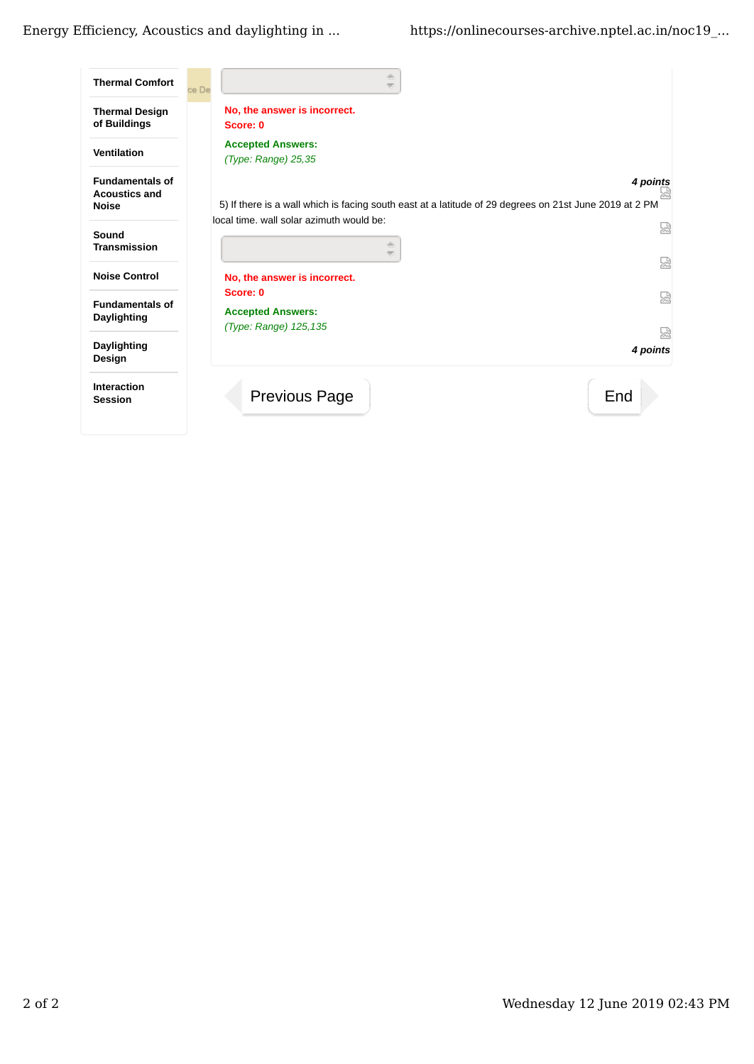- Thermal Comfort
- Thermal Design of Buildings
- Ventilation
- Fundamentals of Acoustics and Noise
- Sound Transmission
- Noise Control
- Fundamentals of Daylighting
- Daylighting Design
- Interaction Session

**No, the answer is incorrect.**
**Score: 0**

**Accepted Answers:**
*(Type: Range) 25,35*

***4 points***

5) If there is a wall which is facing south east at a latitude of 29 degrees on 21st June 2019 at 2 PM local time. wall solar azimuth would be:

**No, the answer is incorrect.**
**Score: 0**

**Accepted Answers:**
*(Type: Range) 125,135*

***4 points***

Previous Page

End